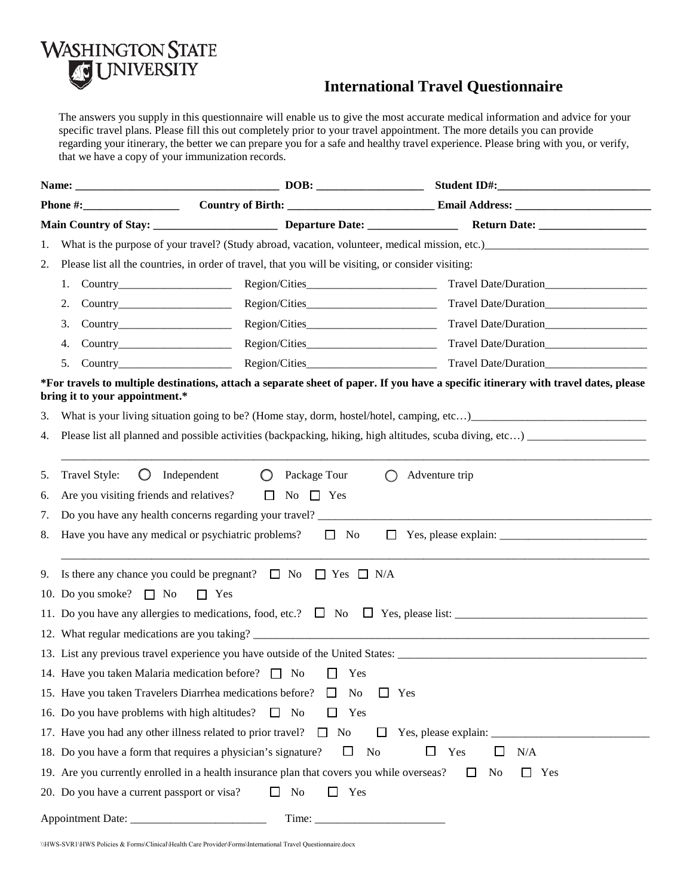WASHINGTON STATE UNIVERSITY

# International Travel Questionnaire

The answers you supply in this questionnaire will enable us to give the most accurate medical information and advice for your specific travel plans. Please fill this out completely prior to your travel appointment. The more details you can provide regarding your itinerary, the better we can prepare you for a safe and healthy travel experience. Please bring with you, or verify, that we have a copy of your immunization records.

**Name:** ____________________________________ **DOB:** ___________________ **Student ID#:**___________________________

**Phone #:**_________________ **Country of Birth:** _________________________ **Email Address:** ________________________

**Main Country of Stay:** ______________________ **Departure Date:** ________________ **Return Date:** ___________________

1. What is the purpose of your travel? (Study abroad, vacation, volunteer, medical mission, etc.)_____________________________
2. Please list all the countries, in order of travel, that you will be visiting, or consider visiting:
   1. Country____________________ Region/Cities_______________________ Travel Date/Duration__________________
   2. Country____________________ Region/Cities_______________________ Travel Date/Duration__________________
   3. Country____________________ Region/Cities_______________________ Travel Date/Duration__________________
   4. Country____________________ Region/Cities_______________________ Travel Date/Duration__________________
   5. Country____________________ Region/Cities_______________________ Travel Date/Duration__________________

***For travels to multiple destinations, attach a separate sheet of paper. If you have a specific itinerary with travel dates, please bring it to your appointment.***

3. What is your living situation going to be? (Home stay, dorm, hostel/hotel, camping, etc…)_______________________________
4. Please list all planned and possible activities (backpacking, hiking, high altitudes, scuba diving, etc…) _____________________
   _____________________________________________________________________________________________________
5. Travel Style: ◯ Independent ◯ Package Tour ◯ Adventure trip
6. Are you visiting friends and relatives? ☐ No ☐ Yes
7. Do you have any health concerns regarding your travel? ____________________________________________________________
8. Have you have any medical or psychiatric problems? ☐ No ☐ Yes, please explain: __________________________
   _____________________________________________________________________________________________________
9. Is there any chance you could be pregnant? ☐ No ☐ Yes ☐ N/A
10. Do you smoke? ☐ No ☐ Yes
11. Do you have any allergies to medications, food, etc.? ☐ No ☐ Yes, please list: __________________________________
12. What regular medications are you taking? _____________________________________________________________________
13. List any previous travel experience you have outside of the United States: ____________________________________________
14. Have you taken Malaria medication before? ☐ No ☐ Yes
15. Have you taken Travelers Diarrhea medications before? ☐ No ☐ Yes
16. Do you have problems with high altitudes? ☐ No ☐ Yes
17. Have you had any other illness related to prior travel? ☐ No ☐ Yes, please explain: ____________________________
18. Do you have a form that requires a physician's signature? ☐ No ☐ Yes ☐ N/A
19. Are you currently enrolled in a health insurance plan that covers you while overseas? ☐ No ☐ Yes
20. Do you have a current passport or visa? ☐ No ☐ Yes

Appointment Date: ________________________ Time: _______________________

\\HWS-SVR1\HWS Policies & Forms\Clinical\Health Care Provider\Forms\International Travel Questionnaire.docx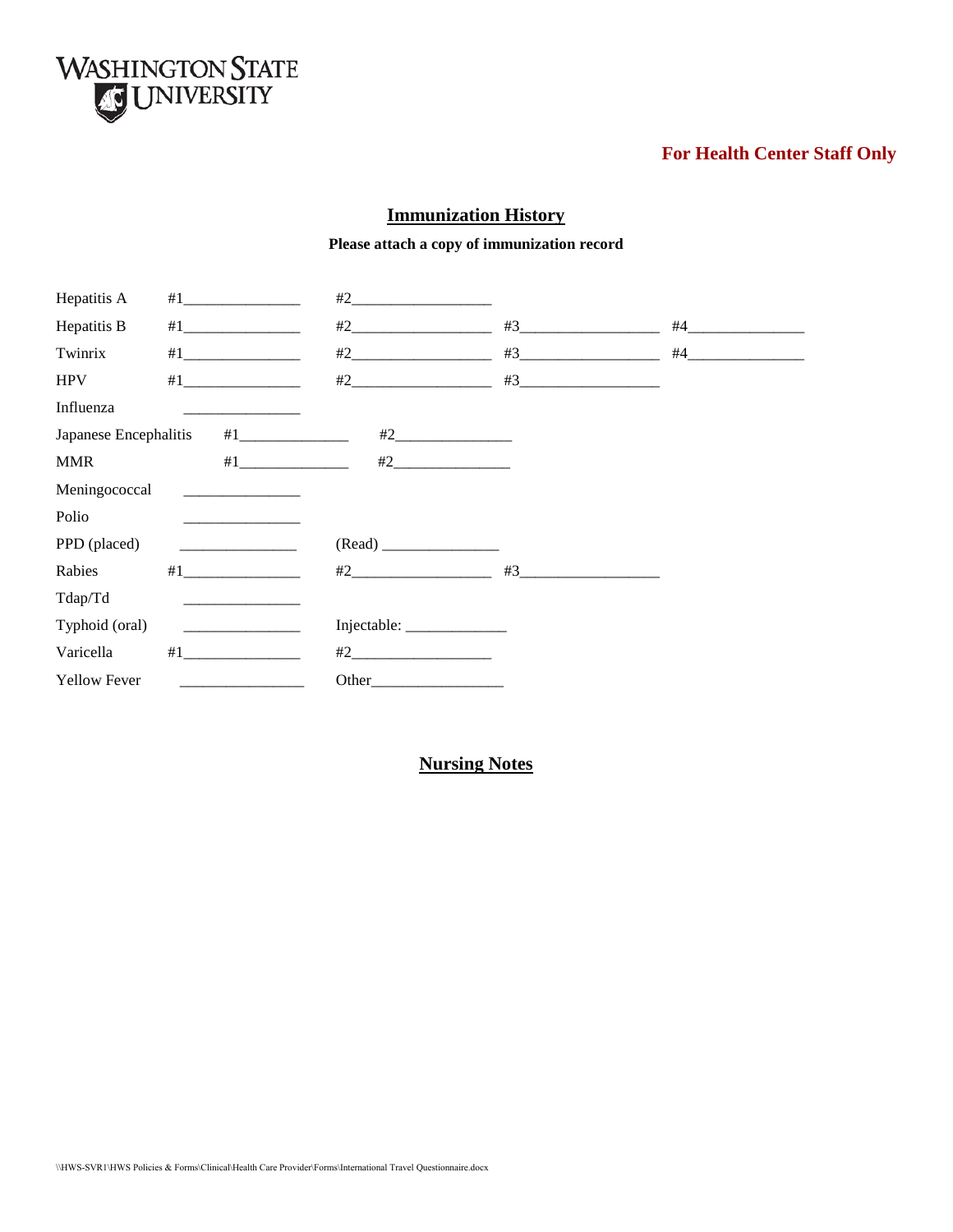WASHINGTON STATE UNIVERSITY

**For Health Center Staff Only**

## Immunization History

**Please attach a copy of immunization record**

| | | | | |
|---|---|---|---|---|
| Hepatitis A | #1_______________ | #2__________________ | | |
| Hepatitis B | #1_______________ | #2__________________ | #3__________________ | #4_______________ |
| Twinrix | #1_______________ | #2__________________ | #3__________________ | #4_______________ |
| HPV | #1_______________ | #2__________________ | #3__________________ | |
| Influenza | _______________ | | | |
| Japanese Encephalitis | #1______________ | #2_______________ | | |
| MMR | #1______________ | #2_______________ | | |
| Meningococcal | _______________ | | | |
| Polio | _______________ | | | |
| PPD (placed) | _______________ | (Read) _______________ | | |
| Rabies | #1_______________ | #2__________________ | #3__________________ | |
| Tdap/Td | _______________ | | | |
| Typhoid (oral) | _______________ | Injectable: _____________ | | |
| Varicella | #1_______________ | #2__________________ | | |
| Yellow Fever | ________________ | Other_________________ | | |

## Nursing Notes